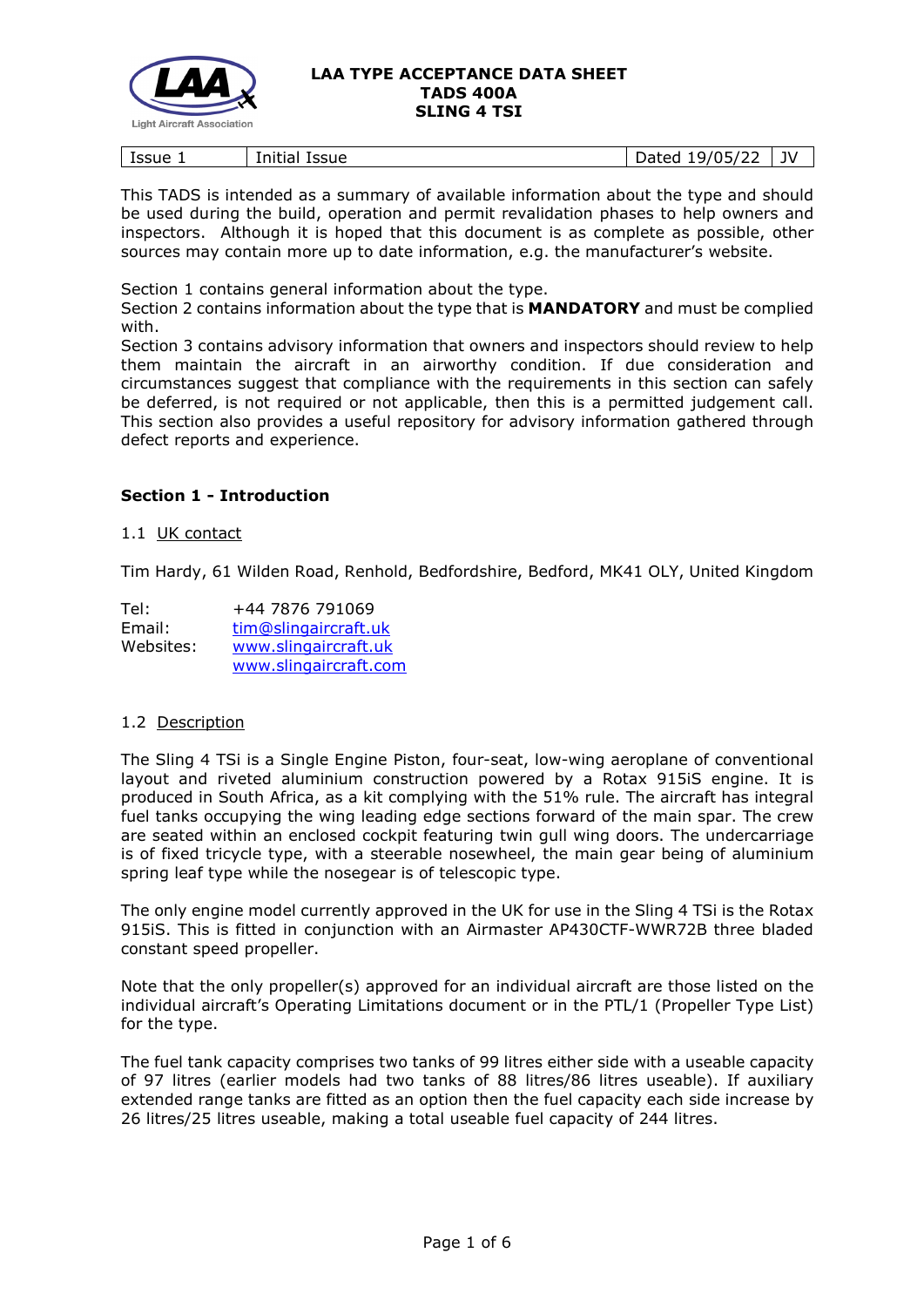# LAA TYPE ACCEPTANCE DATA SHEET
## TADS 400A
## SLING 4 TSI

| Issue 1 | Initial Issue | Dated 19/05/22 | JV |
|---|---|---|---|

This TADS is intended as a summary of available information about the type and should be used during the build, operation and permit revalidation phases to help owners and inspectors. Although it is hoped that this document is as complete as possible, other sources may contain more up to date information, e.g. the manufacturer's website.

Section 1 contains general information about the type.
Section 2 contains information about the type that is **MANDATORY** and must be complied with.
Section 3 contains advisory information that owners and inspectors should review to help them maintain the aircraft in an airworthy condition. If due consideration and circumstances suggest that compliance with the requirements in this section can safely be deferred, is not required or not applicable, then this is a permitted judgement call. This section also provides a useful repository for advisory information gathered through defect reports and experience.

### Section 1 - Introduction

1.1 UK contact

Tim Hardy, 61 Wilden Road, Renhold, Bedfordshire, Bedford, MK41 OLY, United Kingdom

Tel: +44 7876 791069
Email: tim@slingaircraft.uk
Websites: www.slingaircraft.uk
www.slingaircraft.com

1.2 Description

The Sling 4 TSi is a Single Engine Piston, four-seat, low-wing aeroplane of conventional layout and riveted aluminium construction powered by a Rotax 915iS engine. It is produced in South Africa, as a kit complying with the 51% rule. The aircraft has integral fuel tanks occupying the wing leading edge sections forward of the main spar. The crew are seated within an enclosed cockpit featuring twin gull wing doors. The undercarriage is of fixed tricycle type, with a steerable nosewheel, the main gear being of aluminium spring leaf type while the nosegear is of telescopic type.

The only engine model currently approved in the UK for use in the Sling 4 TSi is the Rotax 915iS. This is fitted in conjunction with an Airmaster AP430CTF-WWR72B three bladed constant speed propeller.

Note that the only propeller(s) approved for an individual aircraft are those listed on the individual aircraft's Operating Limitations document or in the PTL/1 (Propeller Type List) for the type.

The fuel tank capacity comprises two tanks of 99 litres either side with a useable capacity of 97 litres (earlier models had two tanks of 88 litres/86 litres useable). If auxiliary extended range tanks are fitted as an option then the fuel capacity each side increase by 26 litres/25 litres useable, making a total useable fuel capacity of 244 litres.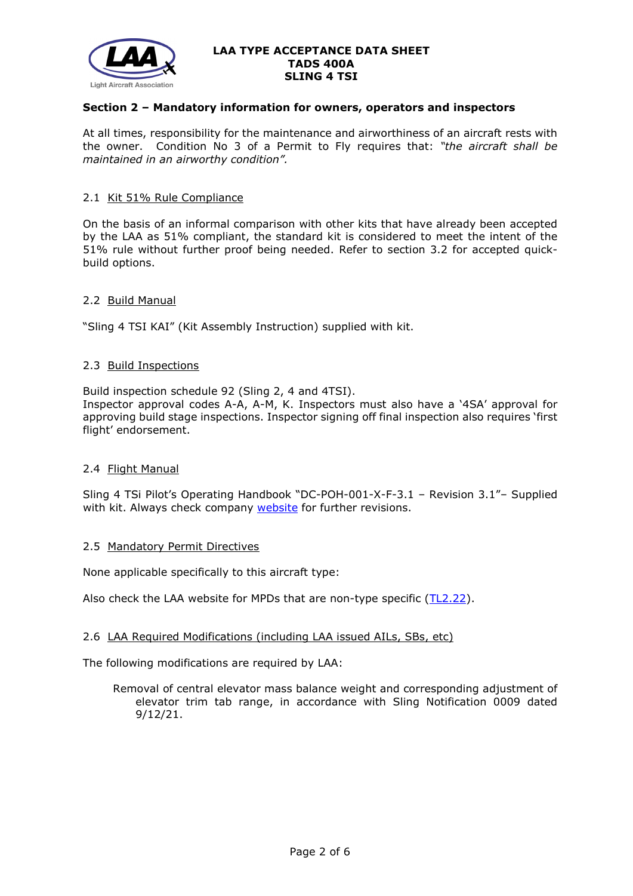## Section 2 – Mandatory information for owners, operators and inspectors

At all times, responsibility for the maintenance and airworthiness of an aircraft rests with the owner. Condition No 3 of a Permit to Fly requires that: *"the aircraft shall be maintained in an airworthy condition".*

### 2.1 Kit 51% Rule Compliance

On the basis of an informal comparison with other kits that have already been accepted by the LAA as 51% compliant, the standard kit is considered to meet the intent of the 51% rule without further proof being needed. Refer to section 3.2 for accepted quick-build options.

### 2.2 Build Manual

"Sling 4 TSI KAI" (Kit Assembly Instruction) supplied with kit.

### 2.3 Build Inspections

Build inspection schedule 92 (Sling 2, 4 and 4TSI).
Inspector approval codes A-A, A-M, K. Inspectors must also have a '4SA' approval for approving build stage inspections. Inspector signing off final inspection also requires 'first flight' endorsement.

### 2.4 Flight Manual

Sling 4 TSi Pilot's Operating Handbook "DC-POH-001-X-F-3.1 – Revision 3.1"– Supplied with kit. Always check company website for further revisions.

### 2.5 Mandatory Permit Directives

None applicable specifically to this aircraft type:

Also check the LAA website for MPDs that are non-type specific (TL2.22).

### 2.6 LAA Required Modifications (including LAA issued AILs, SBs, etc)

The following modifications are required by LAA:

> Removal of central elevator mass balance weight and corresponding adjustment of elevator trim tab range, in accordance with Sling Notification 0009 dated 9/12/21.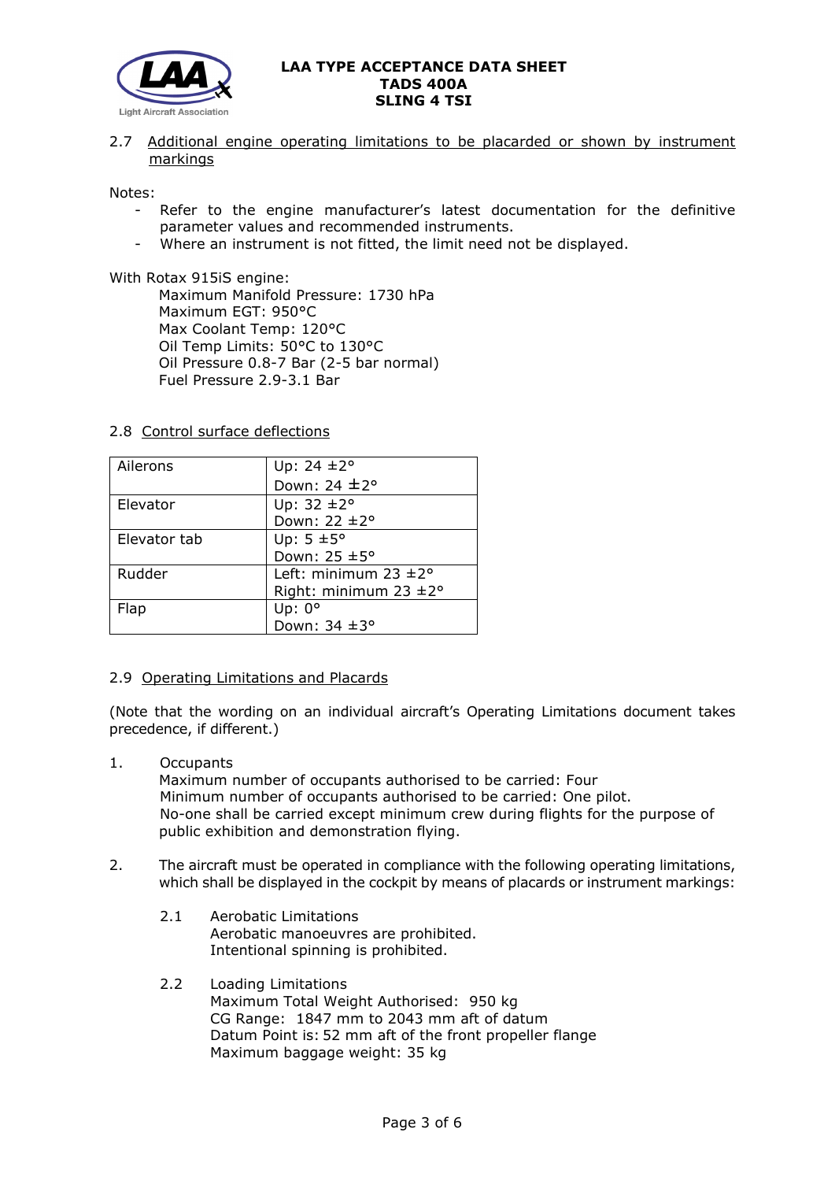### 2.7 Additional engine operating limitations to be placarded or shown by instrument markings

Notes:

- Refer to the engine manufacturer's latest documentation for the definitive parameter values and recommended instruments.
- Where an instrument is not fitted, the limit need not be displayed.

With Rotax 915iS engine:

Maximum Manifold Pressure: 1730 hPa
Maximum EGT: 950°C
Max Coolant Temp: 120°C
Oil Temp Limits: 50°C to 130°C
Oil Pressure 0.8-7 Bar (2-5 bar normal)
Fuel Pressure 2.9-3.1 Bar

### 2.8 Control surface deflections

| | |
|---|---|
| Ailerons | Up: 24 ±2°<br>Down: 24 ±2° |
| Elevator | Up: 32 ±2°<br>Down: 22 ±2° |
| Elevator tab | Up: 5 ±5°<br>Down: 25 ±5° |
| Rudder | Left: minimum 23 ±2°<br>Right: minimum 23 ±2° |
| Flap | Up: 0°<br>Down: 34 ±3° |

### 2.9 Operating Limitations and Placards

(Note that the wording on an individual aircraft's Operating Limitations document takes precedence, if different.)

1. Occupants
   Maximum number of occupants authorised to be carried: Four
   Minimum number of occupants authorised to be carried: One pilot.
   No-one shall be carried except minimum crew during flights for the purpose of public exhibition and demonstration flying.

2. The aircraft must be operated in compliance with the following operating limitations, which shall be displayed in the cockpit by means of placards or instrument markings:

   2.1 Aerobatic Limitations
   Aerobatic manoeuvres are prohibited.
   Intentional spinning is prohibited.

   2.2 Loading Limitations
   Maximum Total Weight Authorised: 950 kg
   CG Range: 1847 mm to 2043 mm aft of datum
   Datum Point is: 52 mm aft of the front propeller flange
   Maximum baggage weight: 35 kg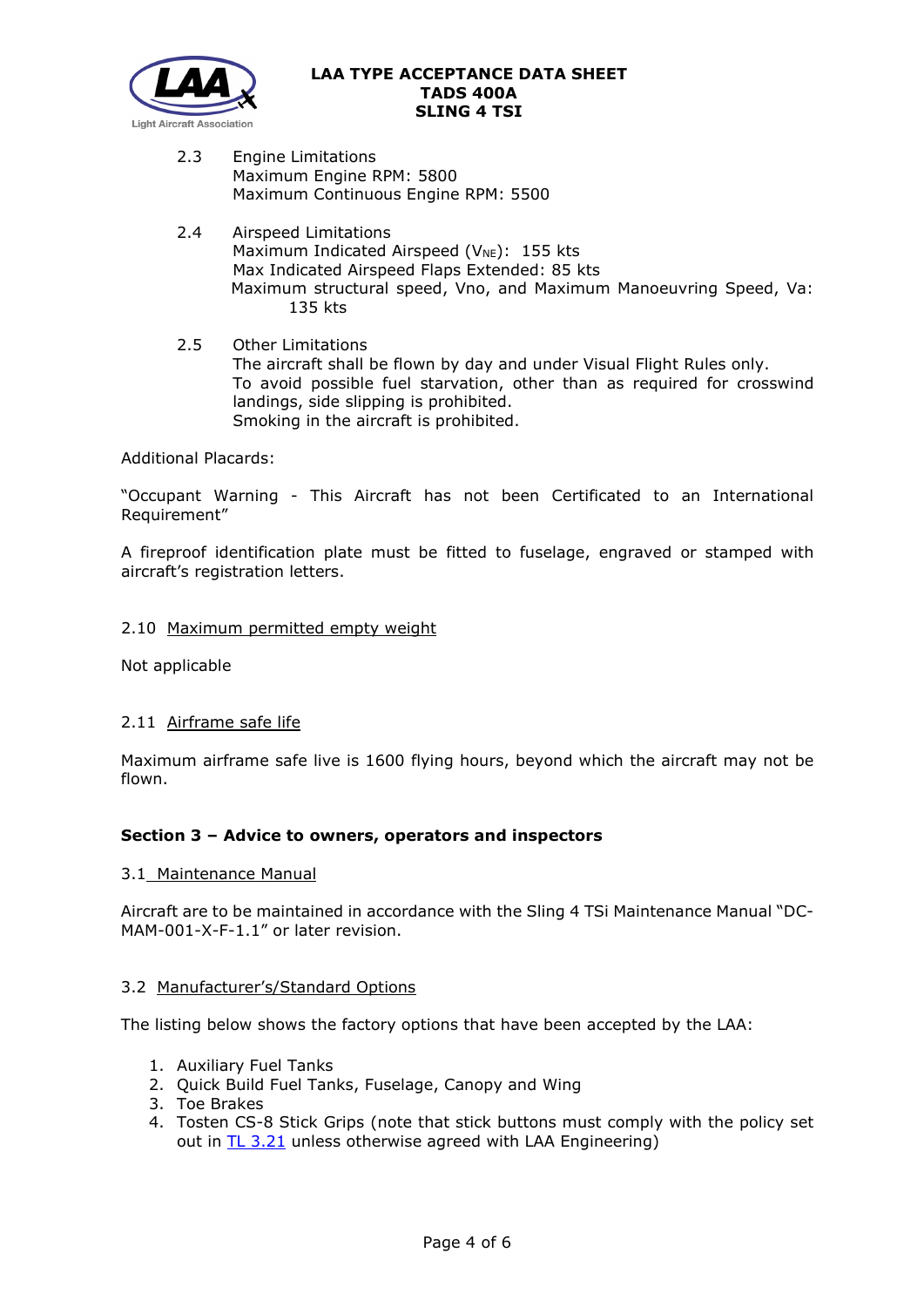2.3 Engine Limitations
Maximum Engine RPM: 5800
Maximum Continuous Engine RPM: 5500

2.4 Airspeed Limitations
Maximum Indicated Airspeed ($V_{NE}$): 155 kts
Max Indicated Airspeed Flaps Extended: 85 kts
Maximum structural speed, Vno, and Maximum Manoeuvring Speed, Va: 135 kts

2.5 Other Limitations
The aircraft shall be flown by day and under Visual Flight Rules only.
To avoid possible fuel starvation, other than as required for crosswind landings, side slipping is prohibited.
Smoking in the aircraft is prohibited.

Additional Placards:

"Occupant Warning - This Aircraft has not been Certificated to an International Requirement"

A fireproof identification plate must be fitted to fuselage, engraved or stamped with aircraft's registration letters.

2.10 Maximum permitted empty weight

Not applicable

2.11 Airframe safe life

Maximum airframe safe live is 1600 flying hours, beyond which the aircraft may not be flown.

## Section 3 – Advice to owners, operators and inspectors

3.1 Maintenance Manual

Aircraft are to be maintained in accordance with the Sling 4 TSi Maintenance Manual "DC-MAM-001-X-F-1.1" or later revision.

3.2 Manufacturer's/Standard Options

The listing below shows the factory options that have been accepted by the LAA:

1. Auxiliary Fuel Tanks
2. Quick Build Fuel Tanks, Fuselage, Canopy and Wing
3. Toe Brakes
4. Tosten CS-8 Stick Grips (note that stick buttons must comply with the policy set out in TL 3.21 unless otherwise agreed with LAA Engineering)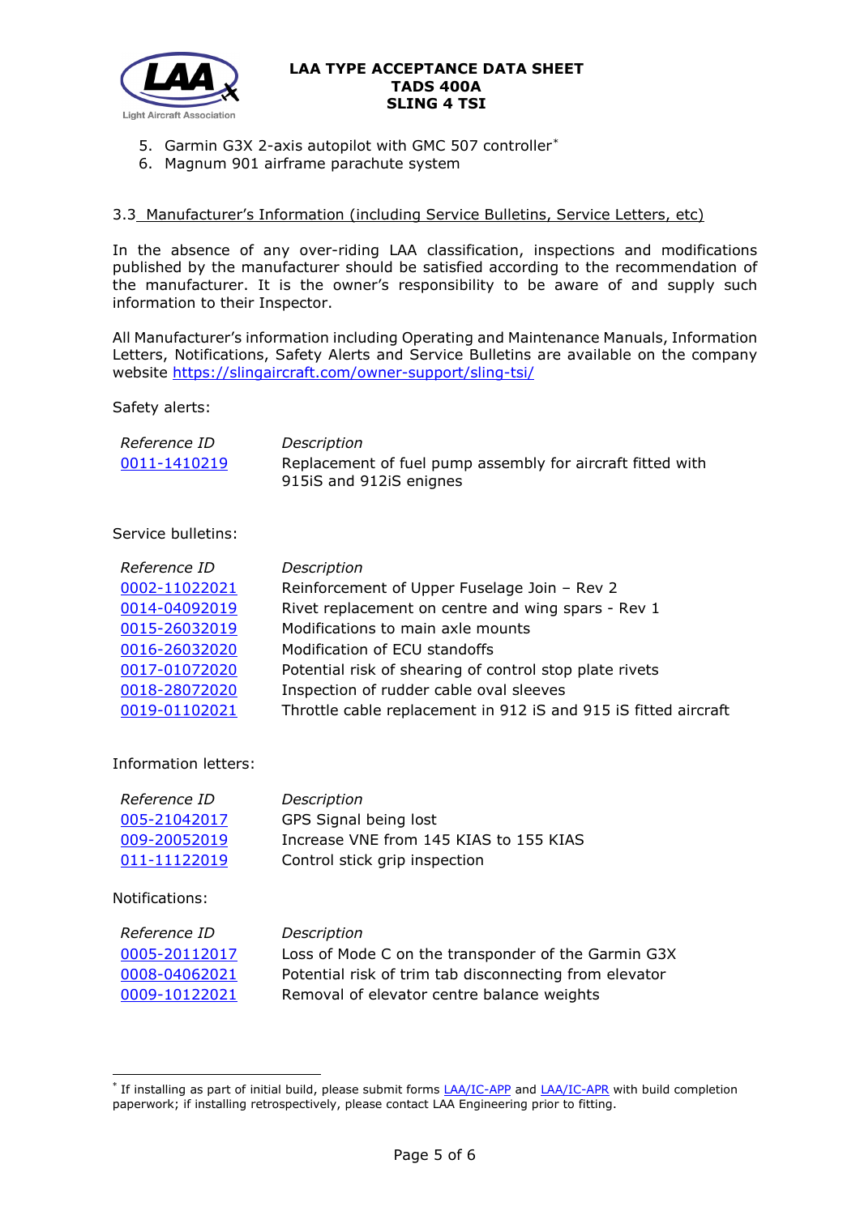5. Garmin G3X 2-axis autopilot with GMC 507 controller*
6. Magnum 901 airframe parachute system

### 3.3 Manufacturer's Information (including Service Bulletins, Service Letters, etc)

In the absence of any over-riding LAA classification, inspections and modifications published by the manufacturer should be satisfied according to the recommendation of the manufacturer. It is the owner's responsibility to be aware of and supply such information to their Inspector.

All Manufacturer's information including Operating and Maintenance Manuals, Information Letters, Notifications, Safety Alerts and Service Bulletins are available on the company website https://slingaircraft.com/owner-support/sling-tsi/

Safety alerts:

| *Reference ID* | *Description* |
|---|---|
| 0011-1410219 | Replacement of fuel pump assembly for aircraft fitted with 915iS and 912iS enignes |

Service bulletins:

| *Reference ID* | *Description* |
|---|---|
| 0002-11022021 | Reinforcement of Upper Fuselage Join – Rev 2 |
| 0014-04092019 | Rivet replacement on centre and wing spars - Rev 1 |
| 0015-26032019 | Modifications to main axle mounts |
| 0016-26032020 | Modification of ECU standoffs |
| 0017-01072020 | Potential risk of shearing of control stop plate rivets |
| 0018-28072020 | Inspection of rudder cable oval sleeves |
| 0019-01102021 | Throttle cable replacement in 912 iS and 915 iS fitted aircraft |

Information letters:

| *Reference ID* | *Description* |
|---|---|
| 005-21042017 | GPS Signal being lost |
| 009-20052019 | Increase VNE from 145 KIAS to 155 KIAS |
| 011-11122019 | Control stick grip inspection |

Notifications:

| *Reference ID* | *Description* |
|---|---|
| 0005-20112017 | Loss of Mode C on the transponder of the Garmin G3X |
| 0008-04062021 | Potential risk of trim tab disconnecting from elevator |
| 0009-10122021 | Removal of elevator centre balance weights |

---

* If installing as part of initial build, please submit forms LAA/IC-APP and LAA/IC-APR with build completion paperwork; if installing retrospectively, please contact LAA Engineering prior to fitting.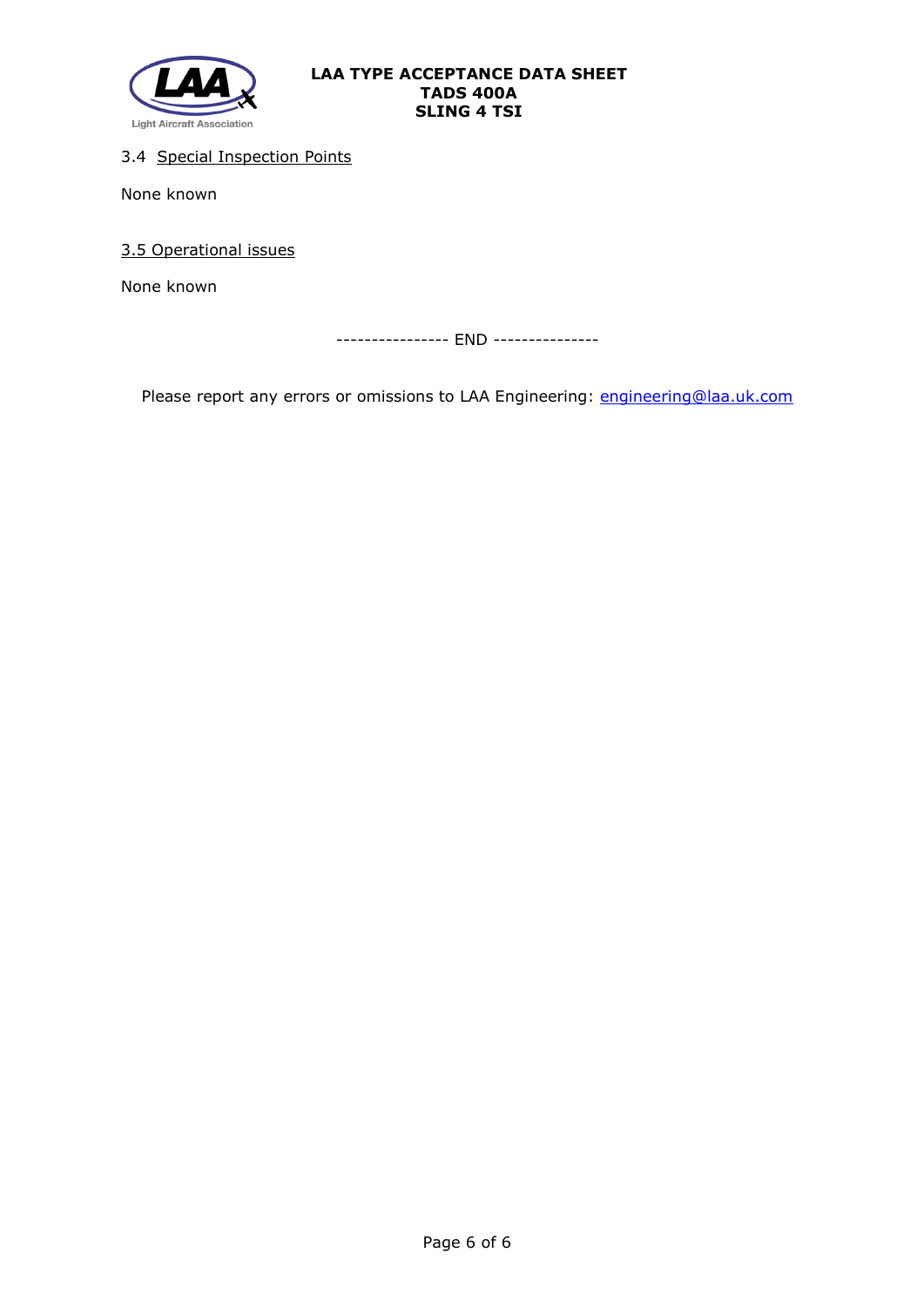### 3.4 Special Inspection Points

None known

### 3.5 Operational issues

None known

---------------- END ---------------

Please report any errors or omissions to LAA Engineering: engineering@laa.uk.com